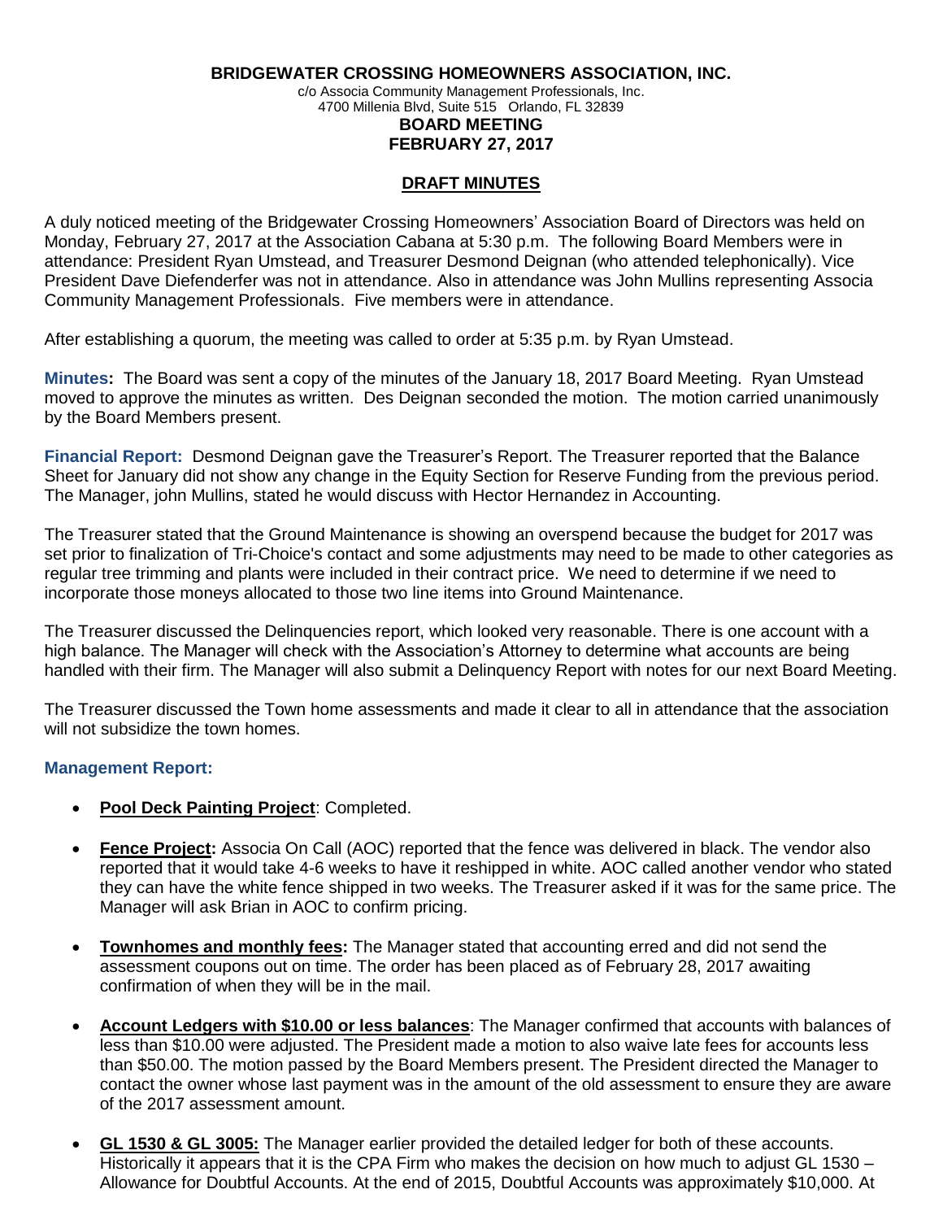**BRIDGEWATER CROSSING HOMEOWNERS ASSOCIATION, INC.**

c/o Associa Community Management Professionals, Inc.
4700 Millenia Blvd, Suite 515 Orlando, FL 32839

**BOARD MEETING**
**FEBRUARY 27, 2017**

**DRAFT MINUTES**

A duly noticed meeting of the Bridgewater Crossing Homeowners' Association Board of Directors was held on Monday, February 27, 2017 at the Association Cabana at 5:30 p.m. The following Board Members were in attendance: President Ryan Umstead, and Treasurer Desmond Deignan (who attended telephonically). Vice President Dave Diefenderfer was not in attendance. Also in attendance was John Mullins representing Associa Community Management Professionals. Five members were in attendance.

After establishing a quorum, the meeting was called to order at 5:35 p.m. by Ryan Umstead.

**Minutes:** The Board was sent a copy of the minutes of the January 18, 2017 Board Meeting. Ryan Umstead moved to approve the minutes as written. Des Deignan seconded the motion. The motion carried unanimously by the Board Members present.

**Financial Report:** Desmond Deignan gave the Treasurer's Report. The Treasurer reported that the Balance Sheet for January did not show any change in the Equity Section for Reserve Funding from the previous period. The Manager, john Mullins, stated he would discuss with Hector Hernandez in Accounting.

The Treasurer stated that the Ground Maintenance is showing an overspend because the budget for 2017 was set prior to finalization of Tri-Choice's contact and some adjustments may need to be made to other categories as regular tree trimming and plants were included in their contract price. We need to determine if we need to incorporate those moneys allocated to those two line items into Ground Maintenance.

The Treasurer discussed the Delinquencies report, which looked very reasonable. There is one account with a high balance. The Manager will check with the Association's Attorney to determine what accounts are being handled with their firm. The Manager will also submit a Delinquency Report with notes for our next Board Meeting.

The Treasurer discussed the Town home assessments and made it clear to all in attendance that the association will not subsidize the town homes.

**Management Report:**

- **Pool Deck Painting Project**: Completed.
- **Fence Project:** Associa On Call (AOC) reported that the fence was delivered in black. The vendor also reported that it would take 4-6 weeks to have it reshipped in white. AOC called another vendor who stated they can have the white fence shipped in two weeks. The Treasurer asked if it was for the same price. The Manager will ask Brian in AOC to confirm pricing.
- **Townhomes and monthly fees:** The Manager stated that accounting erred and did not send the assessment coupons out on time. The order has been placed as of February 28, 2017 awaiting confirmation of when they will be in the mail.
- **Account Ledgers with $10.00 or less balances**: The Manager confirmed that accounts with balances of less than $10.00 were adjusted. The President made a motion to also waive late fees for accounts less than $50.00. The motion passed by the Board Members present. The President directed the Manager to contact the owner whose last payment was in the amount of the old assessment to ensure they are aware of the 2017 assessment amount.
- **GL 1530 & GL 3005:** The Manager earlier provided the detailed ledger for both of these accounts. Historically it appears that it is the CPA Firm who makes the decision on how much to adjust GL 1530 – Allowance for Doubtful Accounts. At the end of 2015, Doubtful Accounts was approximately $10,000. At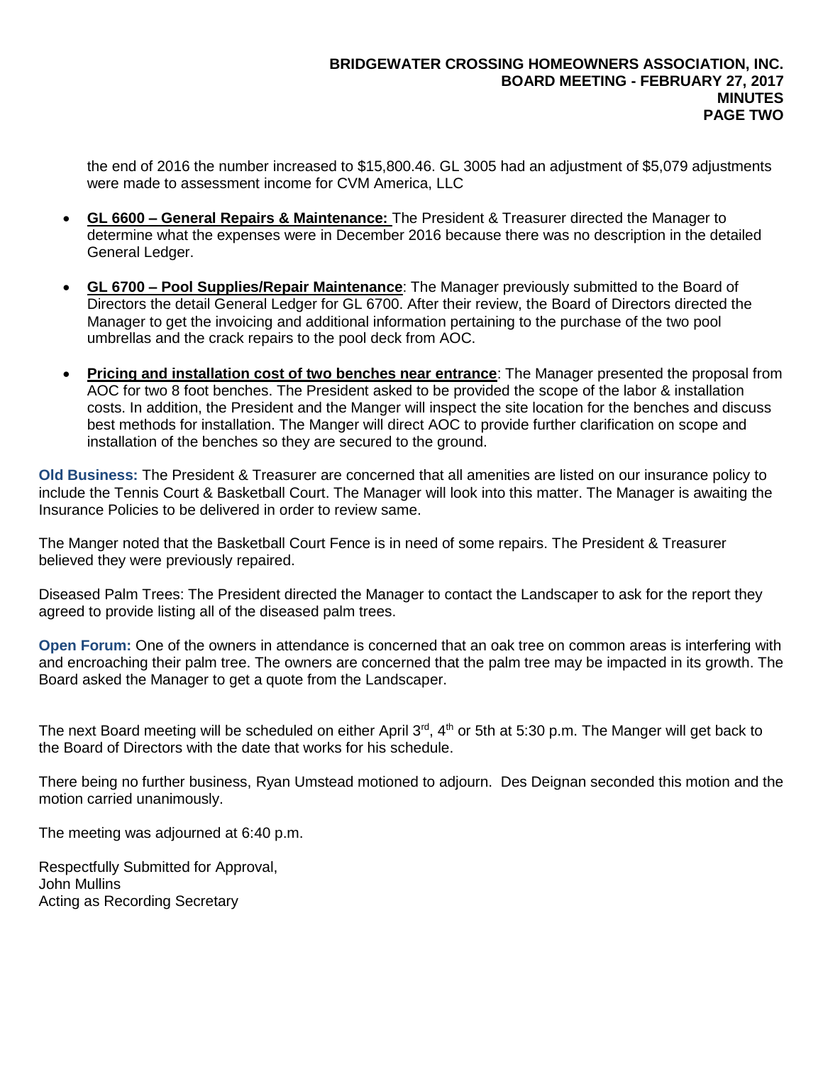the end of 2016 the number increased to $15,800.46. GL 3005 had an adjustment of $5,079 adjustments were made to assessment income for CVM America, LLC

- **GL 6600 – General Repairs & Maintenance:** The President & Treasurer directed the Manager to determine what the expenses were in December 2016 because there was no description in the detailed General Ledger.
- **GL 6700 – Pool Supplies/Repair Maintenance**: The Manager previously submitted to the Board of Directors the detail General Ledger for GL 6700. After their review, the Board of Directors directed the Manager to get the invoicing and additional information pertaining to the purchase of the two pool umbrellas and the crack repairs to the pool deck from AOC.
- **Pricing and installation cost of two benches near entrance**: The Manager presented the proposal from AOC for two 8 foot benches. The President asked to be provided the scope of the labor & installation costs. In addition, the President and the Manger will inspect the site location for the benches and discuss best methods for installation. The Manger will direct AOC to provide further clarification on scope and installation of the benches so they are secured to the ground.

**Old Business:** The President & Treasurer are concerned that all amenities are listed on our insurance policy to include the Tennis Court & Basketball Court. The Manager will look into this matter. The Manager is awaiting the Insurance Policies to be delivered in order to review same.

The Manger noted that the Basketball Court Fence is in need of some repairs. The President & Treasurer believed they were previously repaired.

Diseased Palm Trees: The President directed the Manager to contact the Landscaper to ask for the report they agreed to provide listing all of the diseased palm trees.

**Open Forum:** One of the owners in attendance is concerned that an oak tree on common areas is interfering with and encroaching their palm tree. The owners are concerned that the palm tree may be impacted in its growth. The Board asked the Manager to get a quote from the Landscaper.

The next Board meeting will be scheduled on either April 3rd, 4th or 5th at 5:30 p.m. The Manger will get back to the Board of Directors with the date that works for his schedule.

There being no further business, Ryan Umstead motioned to adjourn. Des Deignan seconded this motion and the motion carried unanimously.

The meeting was adjourned at 6:40 p.m.

Respectfully Submitted for Approval,
John Mullins
Acting as Recording Secretary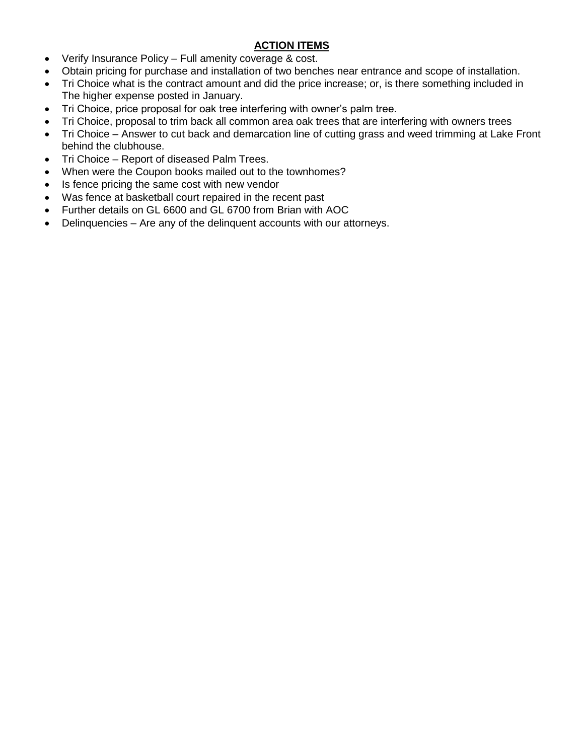**ACTION ITEMS**

- Verify Insurance Policy – Full amenity coverage & cost.
- Obtain pricing for purchase and installation of two benches near entrance and scope of installation.
- Tri Choice what is the contract amount and did the price increase; or, is there something included in The higher expense posted in January.
- Tri Choice, price proposal for oak tree interfering with owner's palm tree.
- Tri Choice, proposal to trim back all common area oak trees that are interfering with owners trees
- Tri Choice – Answer to cut back and demarcation line of cutting grass and weed trimming at Lake Front behind the clubhouse.
- Tri Choice – Report of diseased Palm Trees.
- When were the Coupon books mailed out to the townhomes?
- Is fence pricing the same cost with new vendor
- Was fence at basketball court repaired in the recent past
- Further details on GL 6600 and GL 6700 from Brian with AOC
- Delinquencies – Are any of the delinquent accounts with our attorneys.